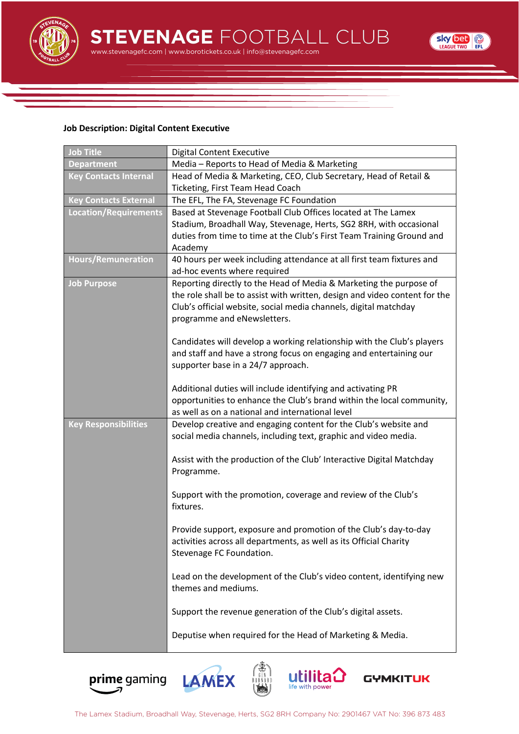**Job Description: Digital Content Executive**

| Job Title | Digital Content Executive |
|---|---|
| Department | Media – Reports to Head of Media & Marketing |
| Key Contacts Internal | Head of Media & Marketing, CEO, Club Secretary, Head of Retail & Ticketing, First Team Head Coach |
| Key Contacts External | The EFL, The FA, Stevenage FC Foundation |
| Location/Requirements | Based at Stevenage Football Club Offices located at The Lamex Stadium, Broadhall Way, Stevenage, Herts, SG2 8RH, with occasional duties from time to time at the Club's First Team Training Ground and Academy |
| Hours/Remuneration | 40 hours per week including attendance at all first team fixtures and ad-hoc events where required |
| Job Purpose | Reporting directly to the Head of Media & Marketing the purpose of the role shall be to assist with written, design and video content for the Club's official website, social media channels, digital matchday programme and eNewsletters.<br><br>Candidates will develop a working relationship with the Club's players and staff and have a strong focus on engaging and entertaining our supporter base in a 24/7 approach.<br><br>Additional duties will include identifying and activating PR opportunities to enhance the Club's brand within the local community, as well as on a national and international level |
| Key Responsibilities | Develop creative and engaging content for the Club's website and social media channels, including text, graphic and video media.<br><br>Assist with the production of the Club' Interactive Digital Matchday Programme.<br><br>Support with the promotion, coverage and review of the Club's fixtures.<br><br>Provide support, exposure and promotion of the Club's day-to-day activities across all departments, as well as its Official Charity Stevenage FC Foundation.<br><br>Lead on the development of the Club's video content, identifying new themes and mediums.<br><br>Support the revenue generation of the Club's digital assets.<br><br>Deputise when required for the Head of Marketing & Media. |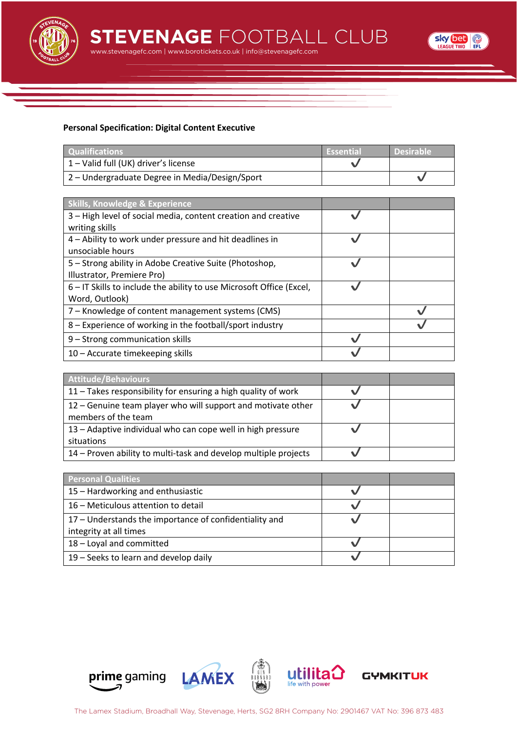**Personal Specification: Digital Content Executive**

| Qualifications | Essential | Desirable |
|---|---|---|
| 1 – Valid full (UK) driver's license | ✓ | |
| 2 – Undergraduate Degree in Media/Design/Sport | | ✓ |

| Skills, Knowledge & Experience | | |
|---|---|---|
| 3 – High level of social media, content creation and creative writing skills | ✓ | |
| 4 – Ability to work under pressure and hit deadlines in unsociable hours | ✓ | |
| 5 – Strong ability in Adobe Creative Suite (Photoshop, Illustrator, Premiere Pro) | ✓ | |
| 6 – IT Skills to include the ability to use Microsoft Office (Excel, Word, Outlook) | ✓ | |
| 7 – Knowledge of content management systems (CMS) | | ✓ |
| 8 – Experience of working in the football/sport industry | | ✓ |
| 9 – Strong communication skills | ✓ | |
| 10 – Accurate timekeeping skills | ✓ | |

| Attitude/Behaviours | | |
|---|---|---|
| 11 – Takes responsibility for ensuring a high quality of work | ✓ | |
| 12 – Genuine team player who will support and motivate other members of the team | ✓ | |
| 13 – Adaptive individual who can cope well in high pressure situations | ✓ | |
| 14 – Proven ability to multi-task and develop multiple projects | ✓ | |

| Personal Qualities | | |
|---|---|---|
| 15 – Hardworking and enthusiastic | ✓ | |
| 16 – Meticulous attention to detail | ✓ | |
| 17 – Understands the importance of confidentiality and integrity at all times | ✓ | |
| 18 – Loyal and committed | ✓ | |
| 19 – Seeks to learn and develop daily | ✓ | |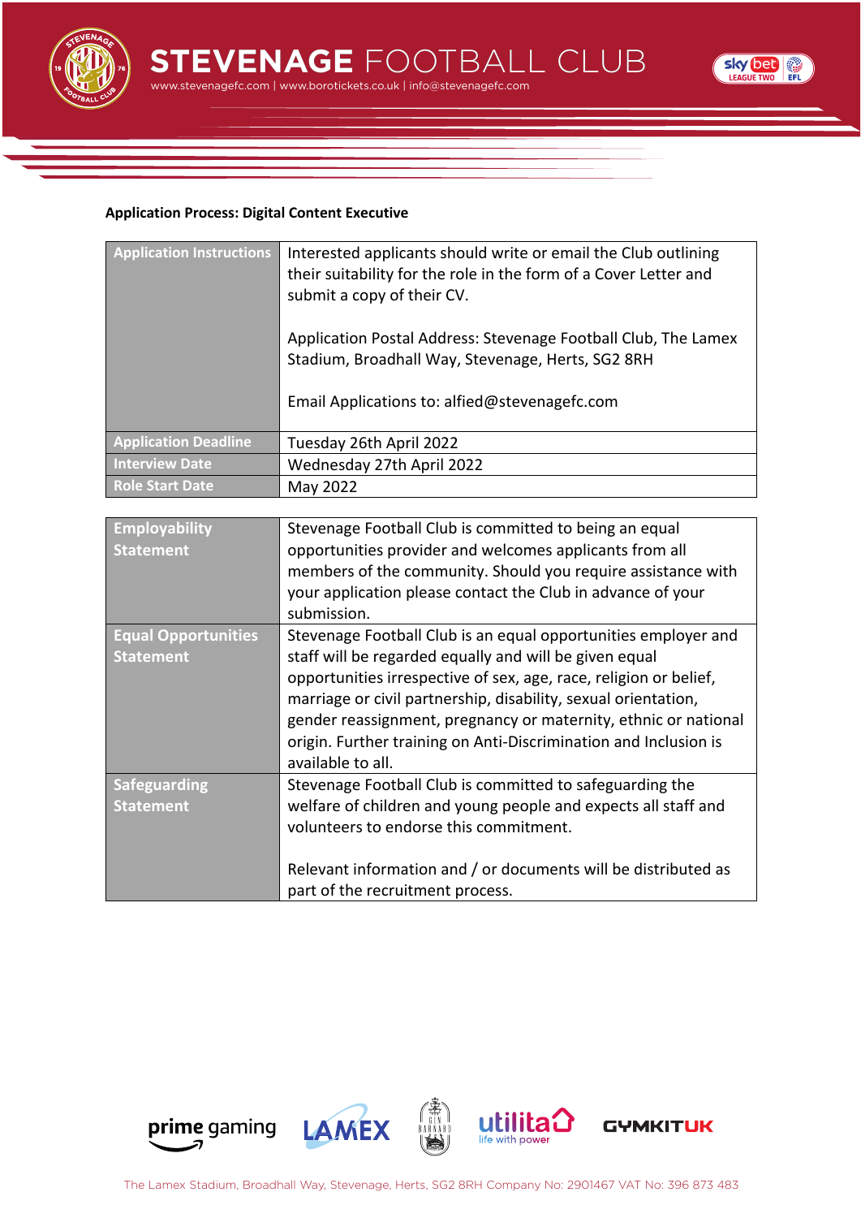**Application Process: Digital Content Executive**

| | |
|---|---|
| **Application Instructions** | Interested applicants should write or email the Club outlining their suitability for the role in the form of a Cover Letter and submit a copy of their CV.<br><br>Application Postal Address: Stevenage Football Club, The Lamex Stadium, Broadhall Way, Stevenage, Herts, SG2 8RH<br><br>Email Applications to: alfied@stevenagefc.com |
| **Application Deadline** | Tuesday 26th April 2022 |
| **Interview Date** | Wednesday 27th April 2022 |
| **Role Start Date** | May 2022 |

| | |
|---|---|
| **Employability Statement** | Stevenage Football Club is committed to being an equal opportunities provider and welcomes applicants from all members of the community. Should you require assistance with your application please contact the Club in advance of your submission. |
| **Equal Opportunities Statement** | Stevenage Football Club is an equal opportunities employer and staff will be regarded equally and will be given equal opportunities irrespective of sex, age, race, religion or belief, marriage or civil partnership, disability, sexual orientation, gender reassignment, pregnancy or maternity, ethnic or national origin. Further training on Anti-Discrimination and Inclusion is available to all. |
| **Safeguarding Statement** | Stevenage Football Club is committed to safeguarding the welfare of children and young people and expects all staff and volunteers to endorse this commitment.<br><br>Relevant information and / or documents will be distributed as part of the recruitment process. |